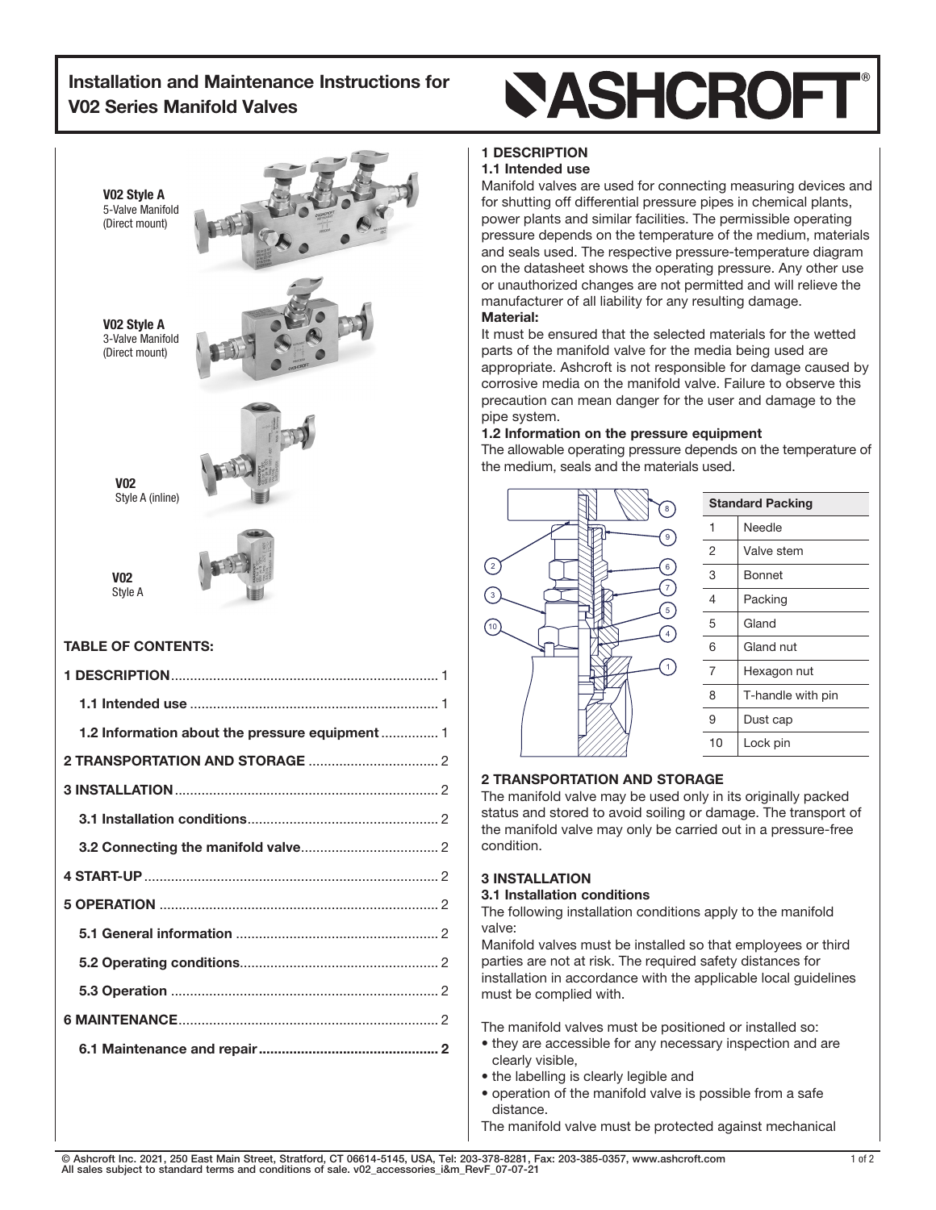# Installation and Maintenance Instructions for V02 Series Manifold Valves

**V02 Style A**
5-Valve Manifold
(Direct mount)

**V02 Style A**
3-Valve Manifold
(Direct mount)

**V02**
Style A (inline)

**V02**
Style A

## TABLE OF CONTENTS:

| | |
|---|---|
| **1 DESCRIPTION** | 1 |
| **1.1 Intended use** | 1 |
| **1.2 Information about the pressure equipment** | 1 |
| **2 TRANSPORTATION AND STORAGE** | 2 |
| **3 INSTALLATION** | 2 |
| **3.1 Installation conditions** | 2 |
| **3.2 Connecting the manifold valve** | 2 |
| **4 START-UP** | 2 |
| **5 OPERATION** | 2 |
| **5.1 General information** | 2 |
| **5.2 Operating conditions** | 2 |
| **5.3 Operation** | 2 |
| **6 MAINTENANCE** | 2 |
| **6.1 Maintenance and repair** | **2** |

## 1 DESCRIPTION

### 1.1 Intended use

Manifold valves are used for connecting measuring devices and for shutting off differential pressure pipes in chemical plants, power plants and similar facilities. The permissible operating pressure depends on the temperature of the medium, materials and seals used. The respective pressure-temperature diagram on the datasheet shows the operating pressure. Any other use or unauthorized changes are not permitted and will relieve the manufacturer of all liability for any resulting damage.

**Material:**

It must be ensured that the selected materials for the wetted parts of the manifold valve for the media being used are appropriate. Ashcroft is not responsible for damage caused by corrosive media on the manifold valve. Failure to observe this precaution can mean danger for the user and damage to the pipe system.

### 1.2 Information on the pressure equipment

The allowable operating pressure depends on the temperature of the medium, seals and the materials used.

| Standard Packing | |
|---|---|
| 1 | Needle |
| 2 | Valve stem |
| 3 | Bonnet |
| 4 | Packing |
| 5 | Gland |
| 6 | Gland nut |
| 7 | Hexagon nut |
| 8 | T-handle with pin |
| 9 | Dust cap |
| 10 | Lock pin |

## 2 TRANSPORTATION AND STORAGE

The manifold valve may be used only in its originally packed status and stored to avoid soiling or damage. The transport of the manifold valve may only be carried out in a pressure-free condition.

## 3 INSTALLATION

### 3.1 Installation conditions

The following installation conditions apply to the manifold valve:

Manifold valves must be installed so that employees or third parties are not at risk. The required safety distances for installation in accordance with the applicable local guidelines must be complied with.

The manifold valves must be positioned or installed so:

- they are accessible for any necessary inspection and are clearly visible,
- the labelling is clearly legible and
- operation of the manifold valve is possible from a safe distance.

The manifold valve must be protected against mechanical

© Ashcroft Inc. 2021, 250 East Main Street, Stratford, CT 06614-5145, USA, Tel: 203-378-8281, Fax: 203-385-0357, www.ashcroft.com
All sales subject to standard terms and conditions of sale. v02_accessories_i&m_RevF_07-07-21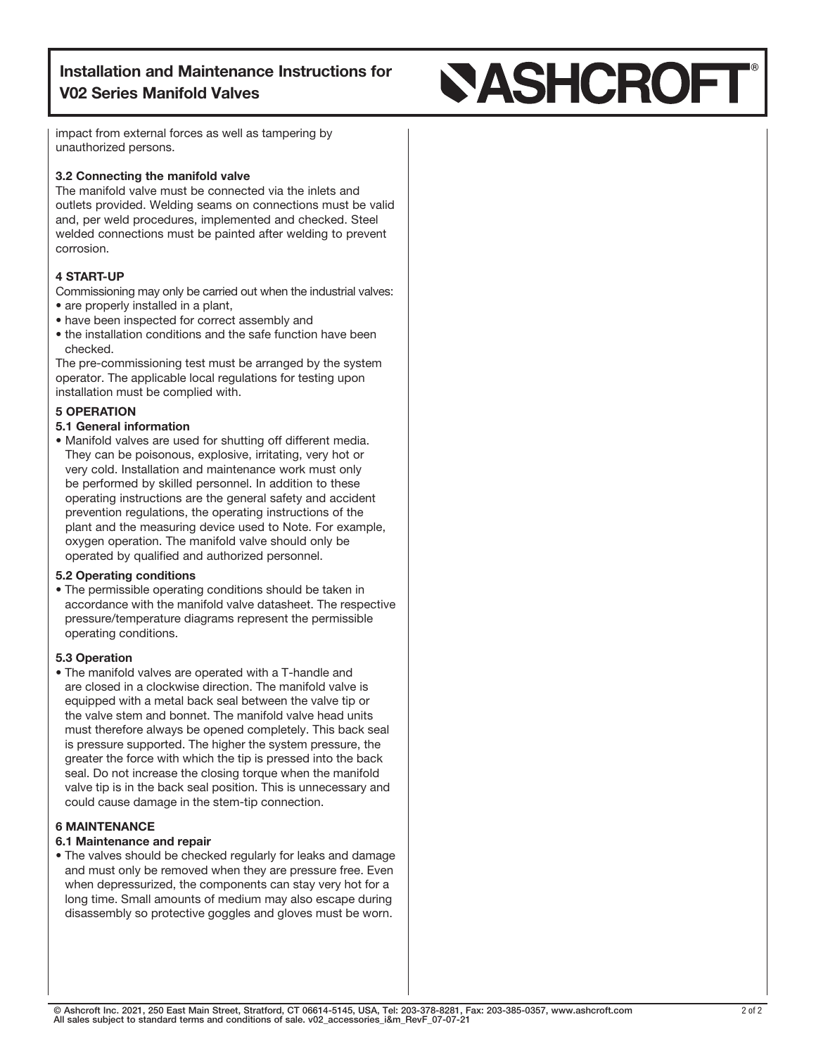impact from external forces as well as tampering by unauthorized persons.

### 3.2 Connecting the manifold valve

The manifold valve must be connected via the inlets and outlets provided. Welding seams on connections must be valid and, per weld procedures, implemented and checked. Steel welded connections must be painted after welding to prevent corrosion.

## 4 START-UP

Commissioning may only be carried out when the industrial valves:

- are properly installed in a plant,
- have been inspected for correct assembly and
- the installation conditions and the safe function have been checked.

The pre-commissioning test must be arranged by the system operator. The applicable local regulations for testing upon installation must be complied with.

## 5 OPERATION

### 5.1 General information

- Manifold valves are used for shutting off different media. They can be poisonous, explosive, irritating, very hot or very cold. Installation and maintenance work must only be performed by skilled personnel. In addition to these operating instructions are the general safety and accident prevention regulations, the operating instructions of the plant and the measuring device used to Note. For example, oxygen operation. The manifold valve should only be operated by qualified and authorized personnel.

### 5.2 Operating conditions

- The permissible operating conditions should be taken in accordance with the manifold valve datasheet. The respective pressure/temperature diagrams represent the permissible operating conditions.

### 5.3 Operation

- The manifold valves are operated with a T-handle and are closed in a clockwise direction. The manifold valve is equipped with a metal back seal between the valve tip or the valve stem and bonnet. The manifold valve head units must therefore always be opened completely. This back seal is pressure supported. The higher the system pressure, the greater the force with which the tip is pressed into the back seal. Do not increase the closing torque when the manifold valve tip is in the back seal position. This is unnecessary and could cause damage in the stem-tip connection.

## 6 MAINTENANCE

### 6.1 Maintenance and repair

- The valves should be checked regularly for leaks and damage and must only be removed when they are pressure free. Even when depressurized, the components can stay very hot for a long time. Small amounts of medium may also escape during disassembly so protective goggles and gloves must be worn.

© Ashcroft Inc. 2021, 250 East Main Street, Stratford, CT 06614-5145, USA, Tel: 203-378-8281, Fax: 203-385-0357, www.ashcroft.com
All sales subject to standard terms and conditions of sale. v02_accessories_i&m_RevF_07-07-21